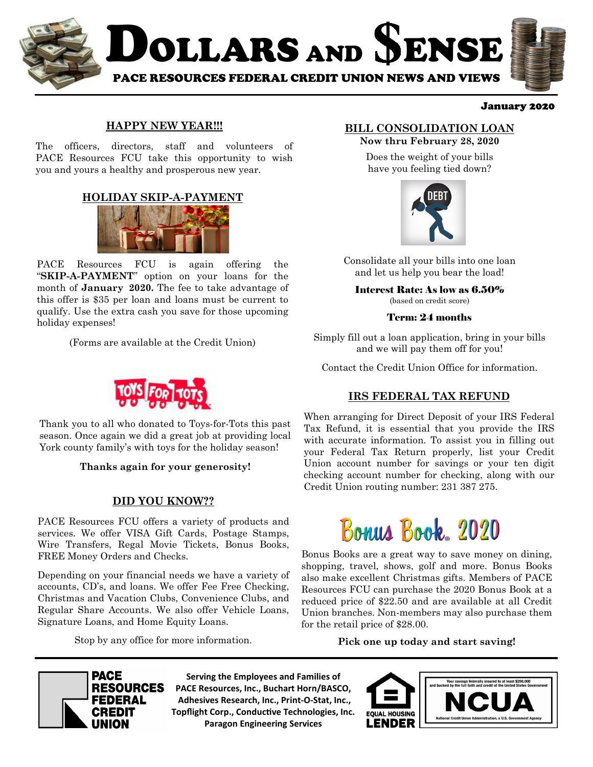# DOLLARS AND $ENSE

PACE RESOURCES FEDERAL CREDIT UNION NEWS AND VIEWS

January 2020

## HAPPY NEW YEAR!!!

The officers, directors, staff and volunteers of PACE Resources FCU take this opportunity to wish you and yours a healthy and prosperous new year.

## HOLIDAY SKIP-A-PAYMENT

PACE Resources FCU is again offering the "**SKIP-A-PAYMENT**" option on your loans for the month of **January 2020.** The fee to take advantage of this offer is $35 per loan and loans must be current to qualify. Use the extra cash you save for those upcoming holiday expenses!

(Forms are available at the Credit Union)

TOYS FOR TOTS

Thank you to all who donated to Toys-for-Tots this past season. Once again we did a great job at providing local York county family's with toys for the holiday season!

**Thanks again for your generosity!**

## DID YOU KNOW??

PACE Resources FCU offers a variety of products and services. We offer VISA Gift Cards, Postage Stamps, Wire Transfers, Regal Movie Tickets, Bonus Books, FREE Money Orders and Checks.

Depending on your financial needs we have a variety of accounts, CD's, and loans. We offer Fee Free Checking, Christmas and Vacation Clubs, Convenience Clubs, and Regular Share Accounts. We also offer Vehicle Loans, Signature Loans, and Home Equity Loans.

Stop by any office for more information.

## BILL CONSOLIDATION LOAN

**Now thru February 28, 2020**

Does the weight of your bills have you feeling tied down?

Consolidate all your bills into one loan and let us help you bear the load!

**Interest Rate: As low as 6.50%**
(based on credit score)

**Term: 24 months**

Simply fill out a loan application, bring in your bills and we will pay them off for you!

Contact the Credit Union Office for information.

## IRS FEDERAL TAX REFUND

When arranging for Direct Deposit of your IRS Federal Tax Refund, it is essential that you provide the IRS with accurate information. To assist you in filling out your Federal Tax Return properly, list your Credit Union account number for savings or your ten digit checking account number for checking, along with our Credit Union routing number: 231 387 275.

## Bonus Book® 2020

Bonus Books are a great way to save money on dining, shopping, travel, shows, golf and more. Bonus Books also make excellent Christmas gifts. Members of PACE Resources FCU can purchase the 2020 Bonus Book at a reduced price of $22.50 and are available at all Credit Union branches. Non-members may also purchase them for the retail price of $28.00.

**Pick one up today and start saving!**

PACE RESOURCES FEDERAL CREDIT UNION

**Serving the Employees and Families of PACE Resources, Inc., Buchart Horn/BASCO, Adhesives Research, Inc., Print-O-Stat, Inc., Topflight Corp., Conductive Technologies, Inc. Paragon Engineering Services**

EQUAL HOUSING LENDER

Your savings federally insured to at least $250,000 and backed by the full faith and credit of the United States Government
NCUA
National Credit Union Administration, a U.S. Government Agency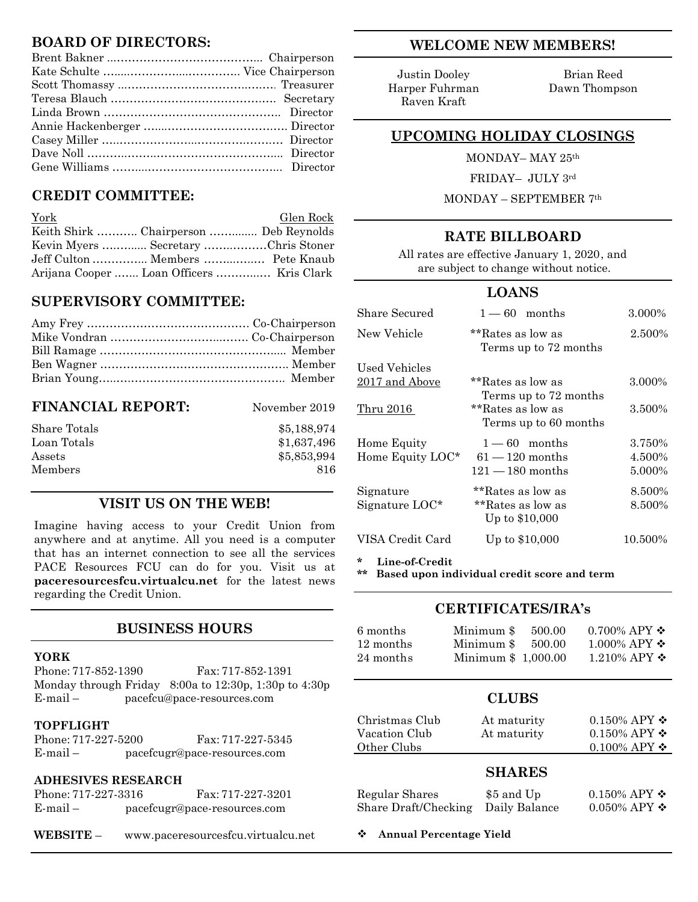## BOARD OF DIRECTORS:

| | |
|---|---|
| Brent Bakner | Chairperson |
| Kate Schulte | Vice Chairperson |
| Scott Thomassy | Treasurer |
| Teresa Blauch | Secretary |
| Linda Brown | Director |
| Annie Hackenberger | Director |
| Casey Miller | Director |
| Dave Noll | Director |
| Gene Williams | Director |

## CREDIT COMMITTEE:

| York | | Glen Rock |
|---|---|---|
| Keith Shirk | Chairperson | Deb Reynolds |
| Kevin Myers | Secretary | Chris Stoner |
| Jeff Culton | Members | Pete Knaub |
| Arijana Cooper | Loan Officers | Kris Clark |

## SUPERVISORY COMMITTEE:

| | |
|---|---|
| Amy Frey | Co-Chairperson |
| Mike Vondran | Co-Chairperson |
| Bill Ramage | Member |
| Ben Wagner | Member |
| Brian Young | Member |

## FINANCIAL REPORT: November 2019

| | |
|---|---|
| Share Totals | \$5,188,974 |
| Loan Totals | \$1,637,496 |
| Assets | \$5,853,994 |
| Members | 816 |

## VISIT US ON THE WEB!

Imagine having access to your Credit Union from anywhere and at anytime. All you need is a computer that has an internet connection to see all the services PACE Resources FCU can do for you. Visit us at **paceresourcesfcu.virtualcu.net** for the latest news regarding the Credit Union.

## BUSINESS HOURS

**YORK**
Phone: 717-852-1390 Fax: 717-852-1391
Monday through Friday 8:00a to 12:30p, 1:30p to 4:30p
E-mail – pacefcu@pace-resources.com

**TOPFLIGHT**
Phone: 717-227-5200 Fax: 717-227-5345
E-mail – pacefcugr@pace-resources.com

**ADHESIVES RESEARCH**
Phone: 717-227-3316 Fax: 717-227-3201
E-mail – pacefcugr@pace-resources.com

**WEBSITE** – www.paceresourcesfcu.virtualcu.net

## WELCOME NEW MEMBERS!

Justin Dooley
Harper Fuhrman
Raven Kraft
Brian Reed
Dawn Thompson

## UPCOMING HOLIDAY CLOSINGS

MONDAY– MAY 25th

FRIDAY– JULY 3rd

MONDAY – SEPTEMBER 7th

## RATE BILLBOARD

All rates are effective January 1, 2020, and are subject to change without notice.

### LOANS

| | | |
|---|---|---|
| Share Secured | 1 — 60 months | 3.000% |
| New Vehicle | **Rates as low as Terms up to 72 months | 2.500% |
| Used Vehicles | | |
| 2017 and Above | **Rates as low as Terms up to 72 months | 3.000% |
| Thru 2016 | **Rates as low as Terms up to 60 months | 3.500% |
| Home Equity | 1 — 60 months | 3.750% |
| Home Equity LOC* | 61 — 120 months | 4.500% |
| | 121 — 180 months | 5.000% |
| Signature | **Rates as low as | 8.500% |
| Signature LOC* | **Rates as low as Up to \$10,000 | 8.500% |
| VISA Credit Card | Up to \$10,000 | 10.500% |

**\* Line-of-Credit**
**\*\* Based upon individual credit score and term**

### CERTIFICATES/IRA's

| | | |
|---|---|---|
| 6 months | Minimum \$ 500.00 | 0.700% APY ❖ |
| 12 months | Minimum \$ 500.00 | 1.000% APY ❖ |
| 24 months | Minimum \$ 1,000.00 | 1.210% APY ❖ |

### CLUBS

| | | |
|---|---|---|
| Christmas Club | At maturity | 0.150% APY ❖ |
| Vacation Club | At maturity | 0.150% APY ❖ |
| Other Clubs | | 0.100% APY ❖ |

### SHARES

| | | |
|---|---|---|
| Regular Shares | \$5 and Up | 0.150% APY ❖ |
| Share Draft/Checking | Daily Balance | 0.050% APY ❖ |

❖ **Annual Percentage Yield**